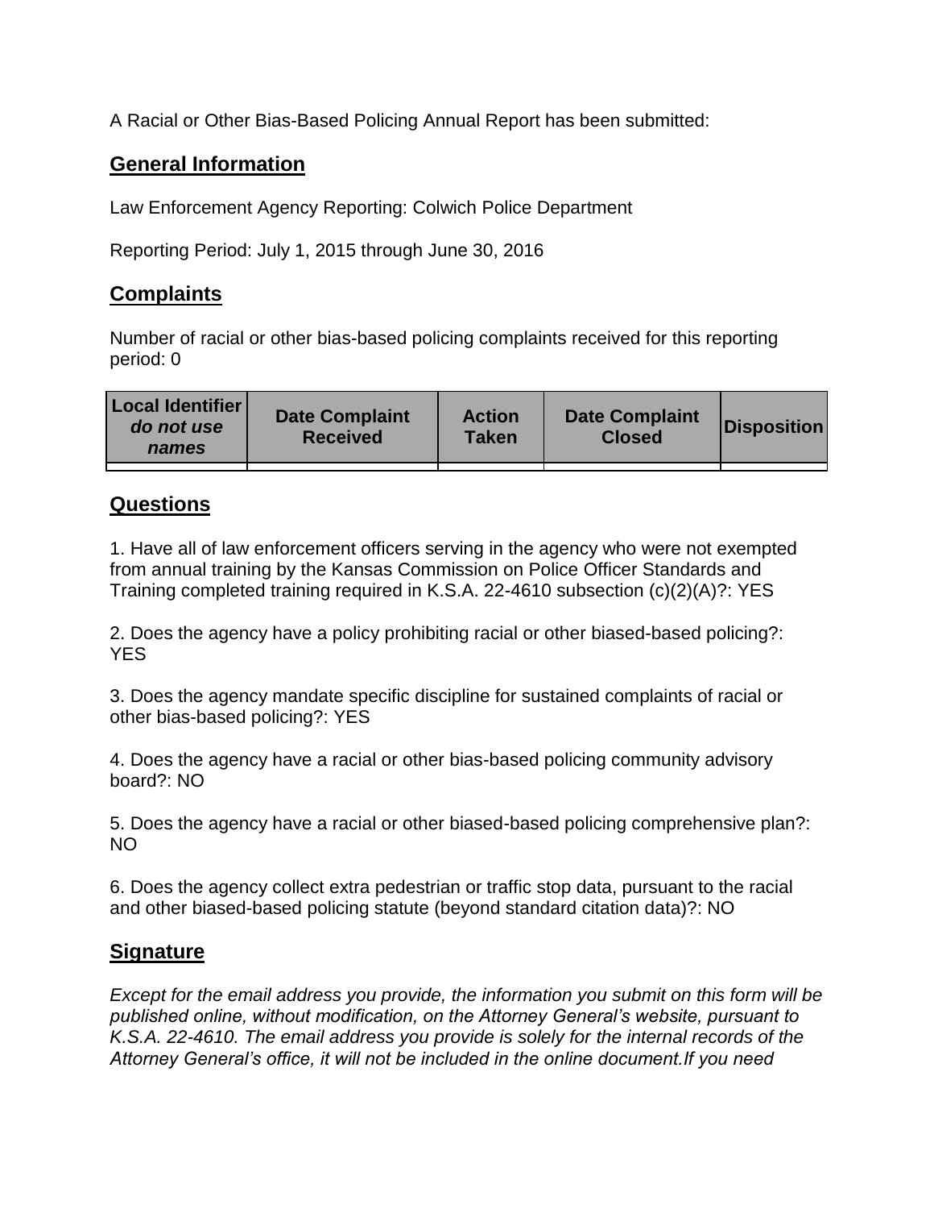A Racial or Other Bias-Based Policing Annual Report has been submitted:

## General Information

Law Enforcement Agency Reporting: Colwich Police Department

Reporting Period: July 1, 2015 through June 30, 2016

## Complaints

Number of racial or other bias-based policing complaints received for this reporting period: 0

| Local Identifier *do not use names* | Date Complaint Received | Action Taken | Date Complaint Closed | Disposition |
|---|---|---|---|---|
| | | | | |

## Questions

1. Have all of law enforcement officers serving in the agency who were not exempted from annual training by the Kansas Commission on Police Officer Standards and Training completed training required in K.S.A. 22-4610 subsection (c)(2)(A)?: YES

2. Does the agency have a policy prohibiting racial or other biased-based policing?: YES

3. Does the agency mandate specific discipline for sustained complaints of racial or other bias-based policing?: YES

4. Does the agency have a racial or other bias-based policing community advisory board?: NO

5. Does the agency have a racial or other biased-based policing comprehensive plan?: NO

6. Does the agency collect extra pedestrian or traffic stop data, pursuant to the racial and other biased-based policing statute (beyond standard citation data)?: NO

## Signature

*Except for the email address you provide, the information you submit on this form will be published online, without modification, on the Attorney General's website, pursuant to K.S.A. 22-4610. The email address you provide is solely for the internal records of the Attorney General's office, it will not be included in the online document.If you need*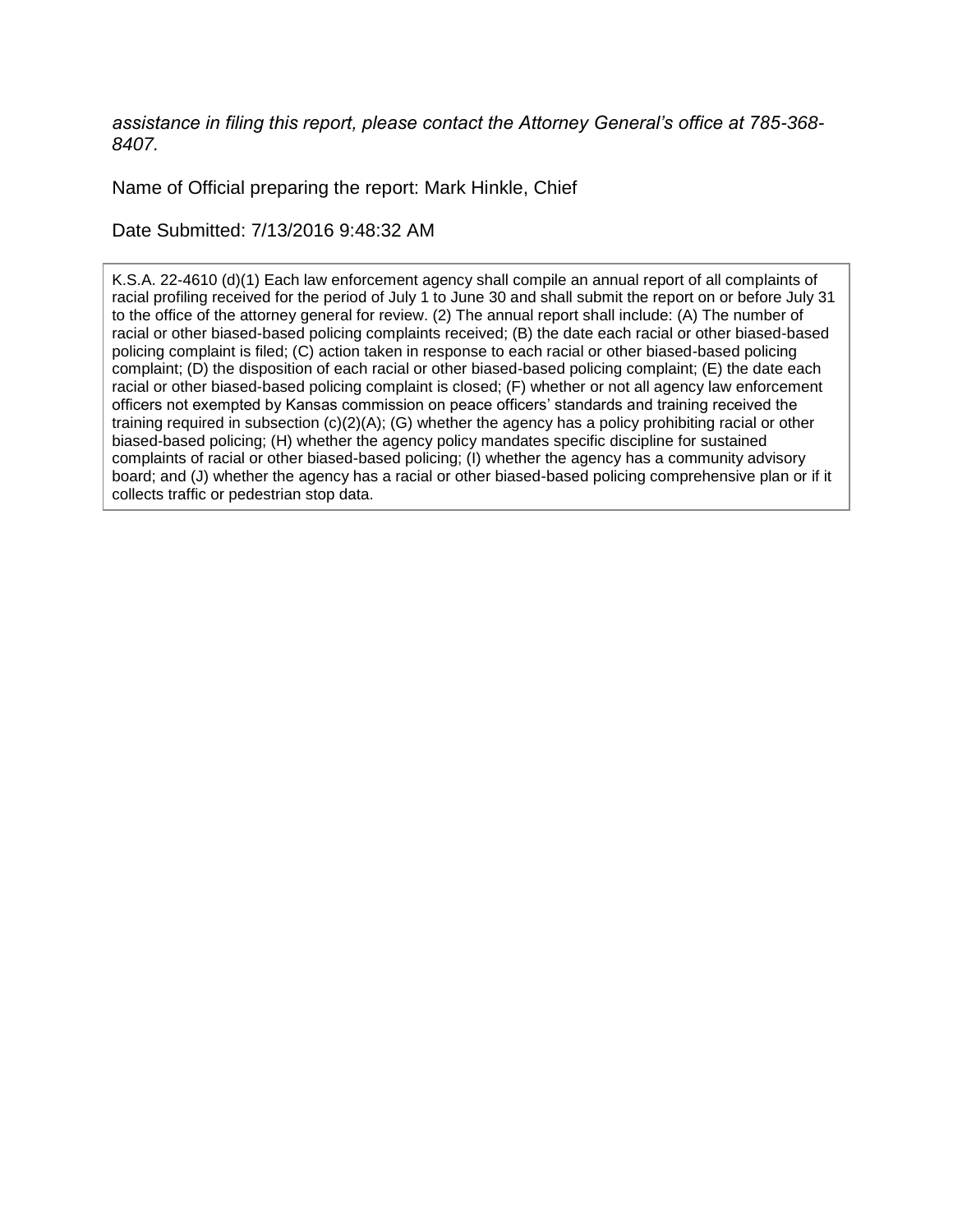*assistance in filing this report, please contact the Attorney General's office at 785-368-8407.*

Name of Official preparing the report: Mark Hinkle, Chief

Date Submitted: 7/13/2016 9:48:32 AM

K.S.A. 22-4610 (d)(1) Each law enforcement agency shall compile an annual report of all complaints of racial profiling received for the period of July 1 to June 30 and shall submit the report on or before July 31 to the office of the attorney general for review. (2) The annual report shall include: (A) The number of racial or other biased-based policing complaints received; (B) the date each racial or other biased-based policing complaint is filed; (C) action taken in response to each racial or other biased-based policing complaint; (D) the disposition of each racial or other biased-based policing complaint; (E) the date each racial or other biased-based policing complaint is closed; (F) whether or not all agency law enforcement officers not exempted by Kansas commission on peace officers' standards and training received the training required in subsection (c)(2)(A); (G) whether the agency has a policy prohibiting racial or other biased-based policing; (H) whether the agency policy mandates specific discipline for sustained complaints of racial or other biased-based policing; (I) whether the agency has a community advisory board; and (J) whether the agency has a racial or other biased-based policing comprehensive plan or if it collects traffic or pedestrian stop data.